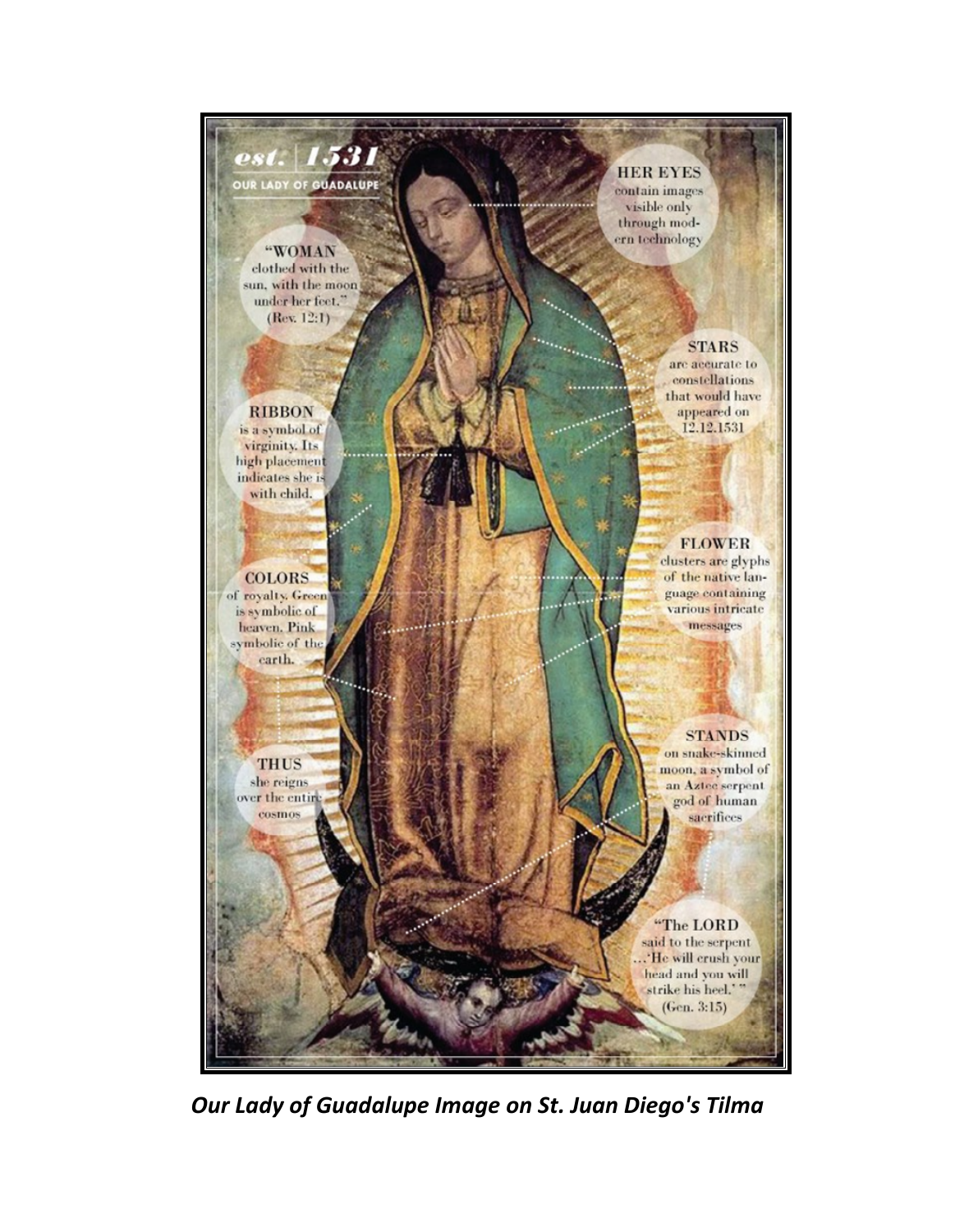est. | 1531

OUR LADY OF GUADALUPE

**HER EYES** contain images visible only through modern technology

**"WOMAN** clothed with the sun, with the moon under her feet." (Rev. 12:1)

**STARS** are accurate to constellations that would have appeared on 12.12.1531

**RIBBON** is a symbol of virginity. Its high placement indicates she is with child.

**FLOWER** clusters are glyphs of the native language containing various intricate messages

**COLORS** of royalty. Green is symbolic of heaven. Pink symbolic of the earth.

**STANDS** on snake-skinned moon, a symbol of an Aztec serpent god of human sacrifices

**THUS** she reigns over the entire cosmos

"The LORD said to the serpent ...'He will crush your head and you will strike his heel.'" (Gen. 3:15)

***Our Lady of Guadalupe Image on St. Juan Diego's Tilma***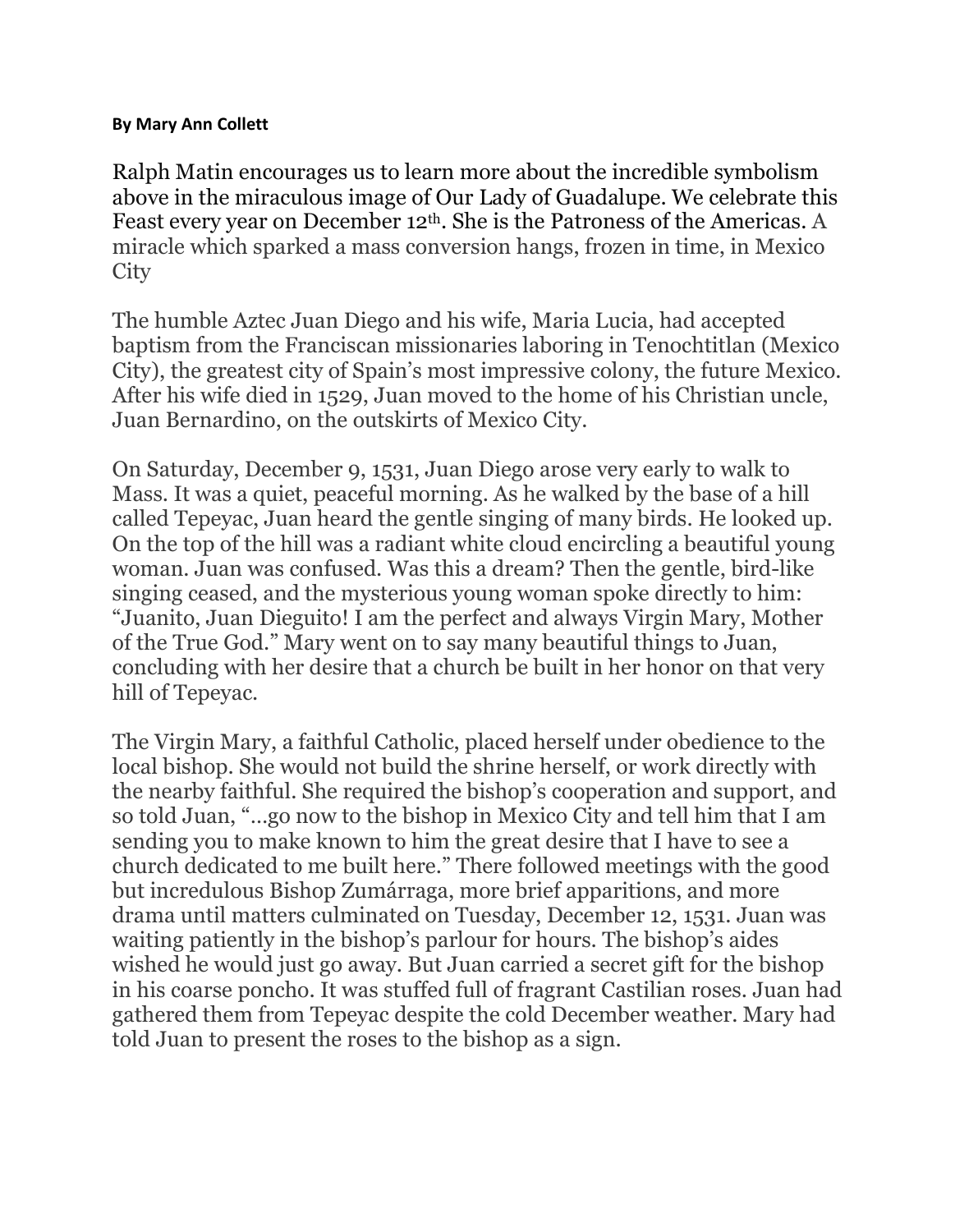**By Mary Ann Collett**

Ralph Matin encourages us to learn more about the incredible symbolism above in the miraculous image of Our Lady of Guadalupe. We celebrate this Feast every year on December 12th. She is the Patroness of the Americas. A miracle which sparked a mass conversion hangs, frozen in time, in Mexico City

The humble Aztec Juan Diego and his wife, Maria Lucia, had accepted baptism from the Franciscan missionaries laboring in Tenochtitlan (Mexico City), the greatest city of Spain's most impressive colony, the future Mexico. After his wife died in 1529, Juan moved to the home of his Christian uncle, Juan Bernardino, on the outskirts of Mexico City.

On Saturday, December 9, 1531, Juan Diego arose very early to walk to Mass. It was a quiet, peaceful morning. As he walked by the base of a hill called Tepeyac, Juan heard the gentle singing of many birds. He looked up. On the top of the hill was a radiant white cloud encircling a beautiful young woman. Juan was confused. Was this a dream? Then the gentle, bird-like singing ceased, and the mysterious young woman spoke directly to him: "Juanito, Juan Dieguito! I am the perfect and always Virgin Mary, Mother of the True God." Mary went on to say many beautiful things to Juan, concluding with her desire that a church be built in her honor on that very hill of Tepeyac.

The Virgin Mary, a faithful Catholic, placed herself under obedience to the local bishop. She would not build the shrine herself, or work directly with the nearby faithful. She required the bishop's cooperation and support, and so told Juan, "…go now to the bishop in Mexico City and tell him that I am sending you to make known to him the great desire that I have to see a church dedicated to me built here." There followed meetings with the good but incredulous Bishop Zumárraga, more brief apparitions, and more drama until matters culminated on Tuesday, December 12, 1531. Juan was waiting patiently in the bishop's parlour for hours. The bishop's aides wished he would just go away. But Juan carried a secret gift for the bishop in his coarse poncho. It was stuffed full of fragrant Castilian roses. Juan had gathered them from Tepeyac despite the cold December weather. Mary had told Juan to present the roses to the bishop as a sign.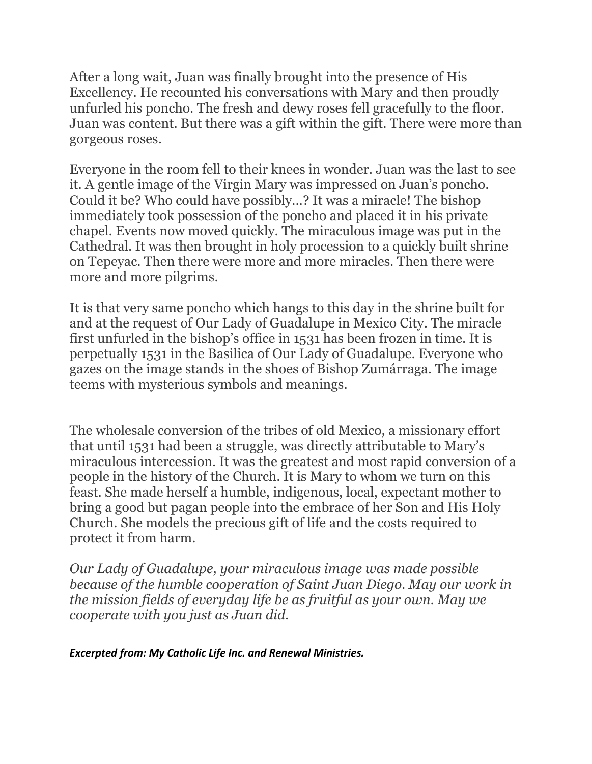After a long wait, Juan was finally brought into the presence of His Excellency. He recounted his conversations with Mary and then proudly unfurled his poncho. The fresh and dewy roses fell gracefully to the floor. Juan was content. But there was a gift within the gift. There were more than gorgeous roses.

Everyone in the room fell to their knees in wonder. Juan was the last to see it. A gentle image of the Virgin Mary was impressed on Juan's poncho. Could it be? Who could have possibly…? It was a miracle! The bishop immediately took possession of the poncho and placed it in his private chapel. Events now moved quickly. The miraculous image was put in the Cathedral. It was then brought in holy procession to a quickly built shrine on Tepeyac. Then there were more and more miracles. Then there were more and more pilgrims.

It is that very same poncho which hangs to this day in the shrine built for and at the request of Our Lady of Guadalupe in Mexico City. The miracle first unfurled in the bishop's office in 1531 has been frozen in time. It is perpetually 1531 in the Basilica of Our Lady of Guadalupe. Everyone who gazes on the image stands in the shoes of Bishop Zumárraga. The image teems with mysterious symbols and meanings.

The wholesale conversion of the tribes of old Mexico, a missionary effort that until 1531 had been a struggle, was directly attributable to Mary's miraculous intercession. It was the greatest and most rapid conversion of a people in the history of the Church. It is Mary to whom we turn on this feast. She made herself a humble, indigenous, local, expectant mother to bring a good but pagan people into the embrace of her Son and His Holy Church. She models the precious gift of life and the costs required to protect it from harm.

*Our Lady of Guadalupe, your miraculous image was made possible because of the humble cooperation of Saint Juan Diego. May our work in the mission fields of everyday life be as fruitful as your own. May we cooperate with you just as Juan did.*

***Excerpted from: My Catholic Life Inc. and Renewal Ministries.***